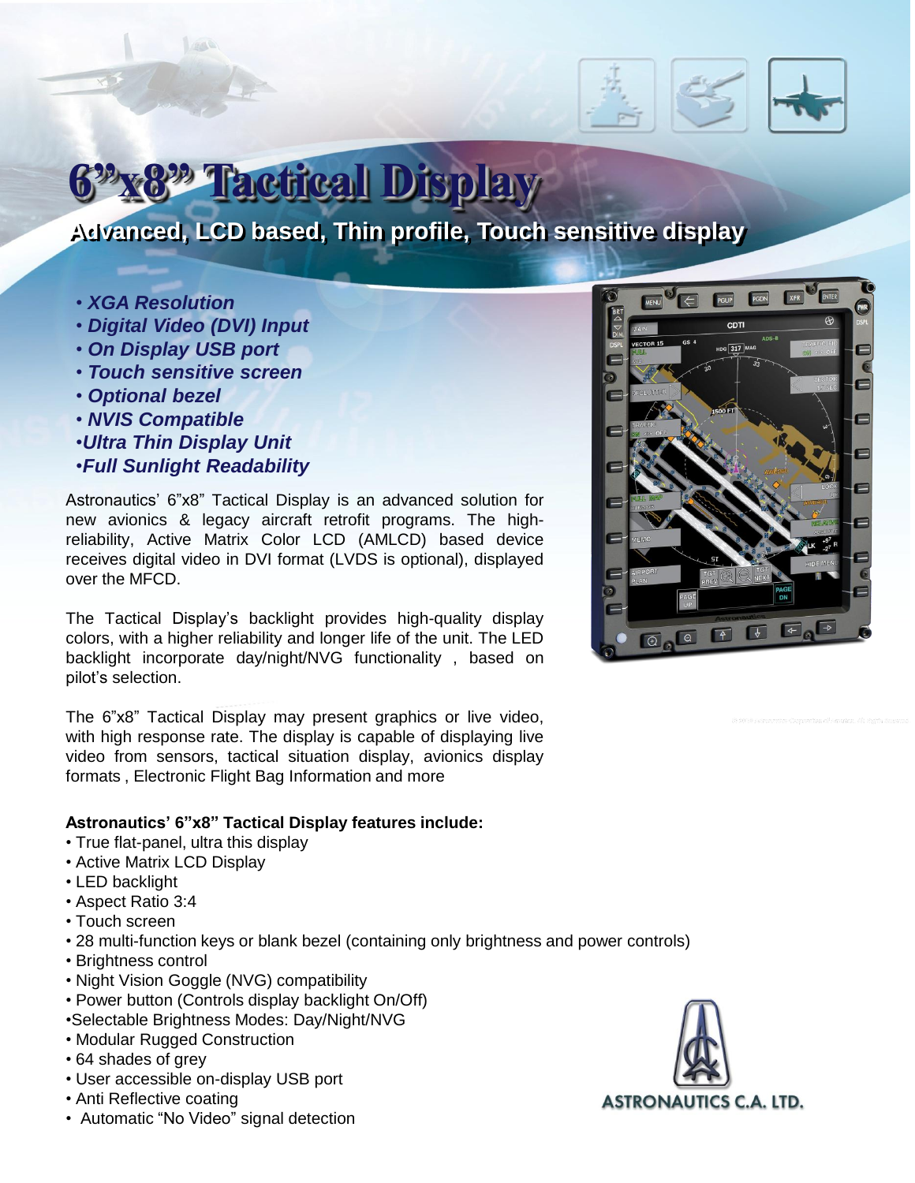# 6"x8" Tactical Display

## Advanced, LCD based, Thin profile, Touch sensitive display

- ***XGA Resolution***
- ***Digital Video (DVI) Input***
- ***On Display USB port***
- ***Touch sensitive screen***
- ***Optional bezel***
- ***NVIS Compatible***
- ***Ultra Thin Display Unit***
- ***Full Sunlight Readability***

Astronautics' 6"x8" Tactical Display is an advanced solution for new avionics & legacy aircraft retrofit programs. The high-reliability, Active Matrix Color LCD (AMLCD) based device receives digital video in DVI format (LVDS is optional), displayed over the MFCD.

The Tactical Display's backlight provides high-quality display colors, with a higher reliability and longer life of the unit. The LED backlight incorporate day/night/NVG functionality , based on pilot's selection.

The 6"x8" Tactical Display may present graphics or live video, with high response rate. The display is capable of displaying live video from sensors, tactical situation display, avionics display formats , Electronic Flight Bag Information and more

**Astronautics' 6"x8" Tactical Display features include:**

- True flat-panel, ultra this display
- Active Matrix LCD Display
- LED backlight
- Aspect Ratio 3:4
- Touch screen
- 28 multi-function keys or blank bezel (containing only brightness and power controls)
- Brightness control
- Night Vision Goggle (NVG) compatibility
- Power button (Controls display backlight On/Off)
- Selectable Brightness Modes: Day/Night/NVG
- Modular Rugged Construction
- 64 shades of grey
- User accessible on-display USB port
- Anti Reflective coating
- Automatic "No Video" signal detection

ASTRONAUTICS C.A. LTD.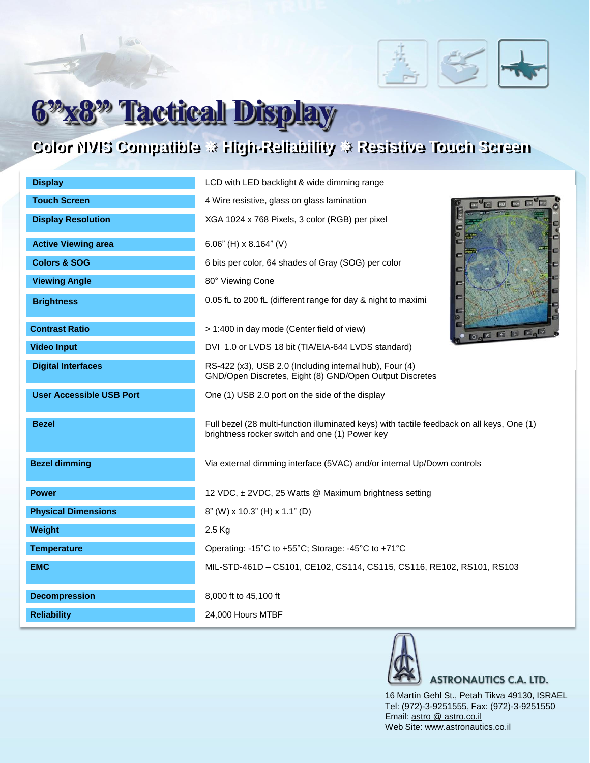# 6”x8” Tactical Display

## Color NVIS Compatible ✻ High-Reliability ✻ Resistive Touch Screen

| | |
|---|---|
| **Display** | LCD with LED backlight & wide dimming range |
| **Touch Screen** | 4 Wire resistive, glass on glass lamination |
| **Display Resolution** | XGA 1024 x 768 Pixels, 3 color (RGB) per pixel |
| **Active Viewing area** | 6.06” (H) x 8.164” (V) |
| **Colors & SOG** | 6 bits per color, 64 shades of Gray (SOG) per color |
| **Viewing Angle** | 80° Viewing Cone |
| **Brightness** | 0.05 fL to 200 fL (different range for day & night to maximi |
| **Contrast Ratio** | > 1:400 in day mode (Center field of view) |
| **Video Input** | DVI 1.0 or LVDS 18 bit (TIA/EIA-644 LVDS standard) |
| **Digital Interfaces** | RS-422 (x3), USB 2.0 (Including internal hub), Four (4) GND/Open Discretes, Eight (8) GND/Open Output Discretes |
| **User Accessible USB Port** | One (1) USB 2.0 port on the side of the display |
| **Bezel** | Full bezel (28 multi-function illuminated keys) with tactile feedback on all keys, One (1) brightness rocker switch and one (1) Power key |
| **Bezel dimming** | Via external dimming interface (5VAC) and/or internal Up/Down controls |
| **Power** | 12 VDC, ± 2VDC, 25 Watts @ Maximum brightness setting |
| **Physical Dimensions** | 8” (W) x 10.3” (H) x 1.1” (D) |
| **Weight** | 2.5 Kg |
| **Temperature** | Operating: -15°C to +55°C; Storage: -45°C to +71°C |
| **EMC** | MIL-STD-461D – CS101, CE102, CS114, CS115, CS116, RE102, RS101, RS103 |
| **Decompression** | 8,000 ft to 45,100 ft |
| **Reliability** | 24,000 Hours MTBF |

**ASTRONAUTICS C.A. LTD.**

16 Martin Gehl St., Petah Tikva 49130, ISRAEL
Tel: (972)-3-9251555, Fax: (972)-3-9251550
Email: astro @ astro.co.il
Web Site: www.astronautics.co.il